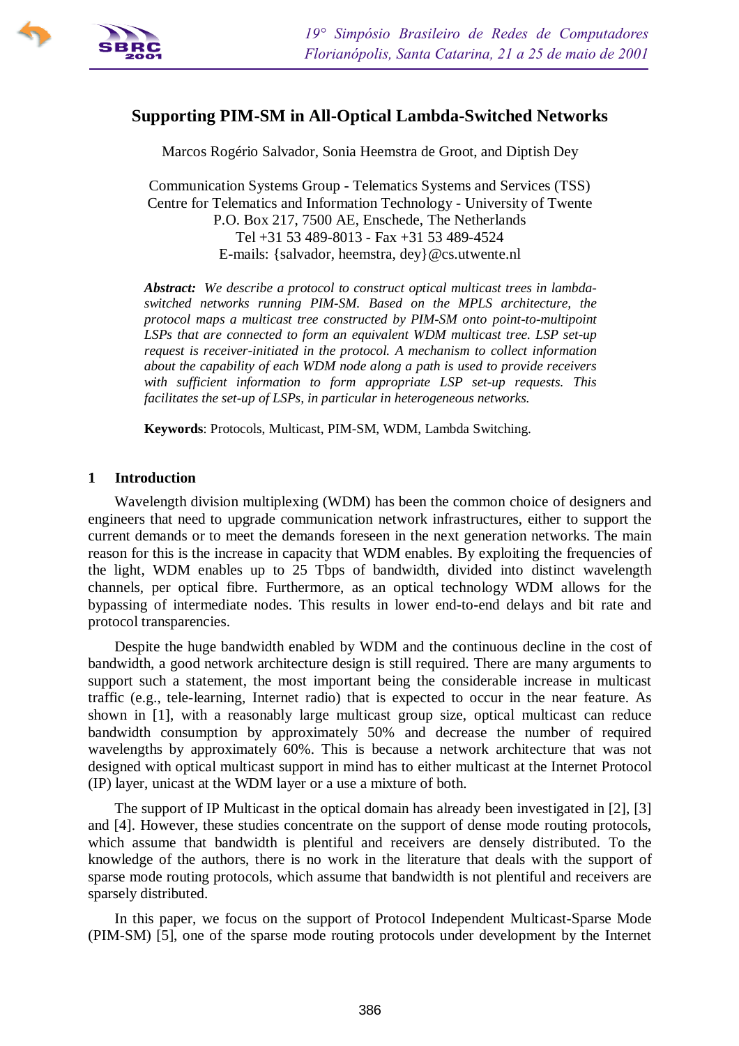# Supporting PIM-SM in All-Optical Lambda-Switched Networks

Marcos Rogério Salvador, Sonia Heemstra de Groot, and Diptish Dey

Communication Systems Group - Telematics Systems and Services (TSS)
Centre for Telematics and Information Technology - University of Twente
P.O. Box 217, 7500 AE, Enschede, The Netherlands
Tel +31 53 489-8013 - Fax +31 53 489-4524
E-mails: {salvador, heemstra, dey}@cs.utwente.nl

***Abstract:*** *We describe a protocol to construct optical multicast trees in lambda-switched networks running PIM-SM. Based on the MPLS architecture, the protocol maps a multicast tree constructed by PIM-SM onto point-to-multipoint LSPs that are connected to form an equivalent WDM multicast tree. LSP set-up request is receiver-initiated in the protocol. A mechanism to collect information about the capability of each WDM node along a path is used to provide receivers with sufficient information to form appropriate LSP set-up requests. This facilitates the set-up of LSPs, in particular in heterogeneous networks.*

**Keywords**: Protocols, Multicast, PIM-SM, WDM, Lambda Switching.

## 1 Introduction

Wavelength division multiplexing (WDM) has been the common choice of designers and engineers that need to upgrade communication network infrastructures, either to support the current demands or to meet the demands foreseen in the next generation networks. The main reason for this is the increase in capacity that WDM enables. By exploiting the frequencies of the light, WDM enables up to 25 Tbps of bandwidth, divided into distinct wavelength channels, per optical fibre. Furthermore, as an optical technology WDM allows for the bypassing of intermediate nodes. This results in lower end-to-end delays and bit rate and protocol transparencies.

Despite the huge bandwidth enabled by WDM and the continuous decline in the cost of bandwidth, a good network architecture design is still required. There are many arguments to support such a statement, the most important being the considerable increase in multicast traffic (e.g., tele-learning, Internet radio) that is expected to occur in the near feature. As shown in [1], with a reasonably large multicast group size, optical multicast can reduce bandwidth consumption by approximately 50% and decrease the number of required wavelengths by approximately 60%. This is because a network architecture that was not designed with optical multicast support in mind has to either multicast at the Internet Protocol (IP) layer, unicast at the WDM layer or a use a mixture of both.

The support of IP Multicast in the optical domain has already been investigated in [2], [3] and [4]. However, these studies concentrate on the support of dense mode routing protocols, which assume that bandwidth is plentiful and receivers are densely distributed. To the knowledge of the authors, there is no work in the literature that deals with the support of sparse mode routing protocols, which assume that bandwidth is not plentiful and receivers are sparsely distributed.

In this paper, we focus on the support of Protocol Independent Multicast-Sparse Mode (PIM-SM) [5], one of the sparse mode routing protocols under development by the Internet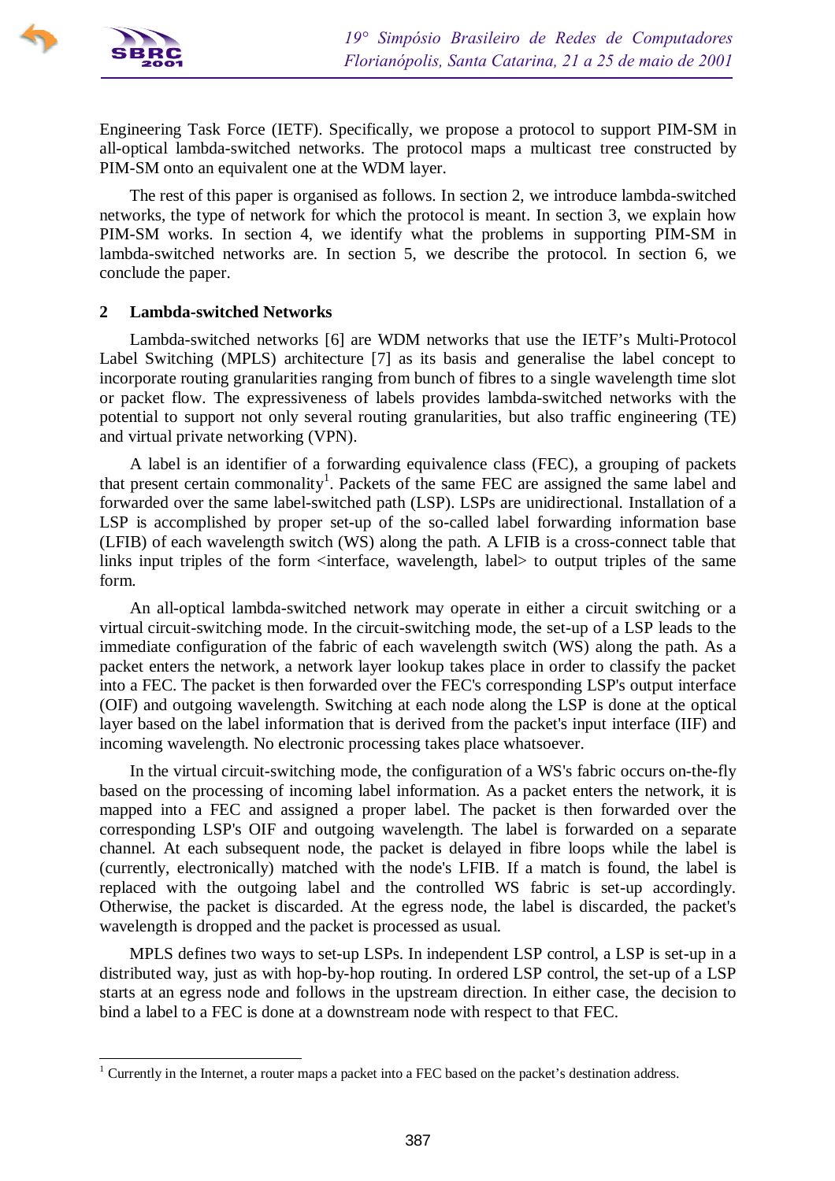Engineering Task Force (IETF). Specifically, we propose a protocol to support PIM-SM in all-optical lambda-switched networks. The protocol maps a multicast tree constructed by PIM-SM onto an equivalent one at the WDM layer.

The rest of this paper is organised as follows. In section 2, we introduce lambda-switched networks, the type of network for which the protocol is meant. In section 3, we explain how PIM-SM works. In section 4, we identify what the problems in supporting PIM-SM in lambda-switched networks are. In section 5, we describe the protocol. In section 6, we conclude the paper.

## 2 Lambda-switched Networks

Lambda-switched networks [6] are WDM networks that use the IETF's Multi-Protocol Label Switching (MPLS) architecture [7] as its basis and generalise the label concept to incorporate routing granularities ranging from bunch of fibres to a single wavelength time slot or packet flow. The expressiveness of labels provides lambda-switched networks with the potential to support not only several routing granularities, but also traffic engineering (TE) and virtual private networking (VPN).

A label is an identifier of a forwarding equivalence class (FEC), a grouping of packets that present certain commonality[1]. Packets of the same FEC are assigned the same label and forwarded over the same label-switched path (LSP). LSPs are unidirectional. Installation of a LSP is accomplished by proper set-up of the so-called label forwarding information base (LFIB) of each wavelength switch (WS) along the path. A LFIB is a cross-connect table that links input triples of the form <interface, wavelength, label> to output triples of the same form.

An all-optical lambda-switched network may operate in either a circuit switching or a virtual circuit-switching mode. In the circuit-switching mode, the set-up of a LSP leads to the immediate configuration of the fabric of each wavelength switch (WS) along the path. As a packet enters the network, a network layer lookup takes place in order to classify the packet into a FEC. The packet is then forwarded over the FEC's corresponding LSP's output interface (OIF) and outgoing wavelength. Switching at each node along the LSP is done at the optical layer based on the label information that is derived from the packet's input interface (IIF) and incoming wavelength. No electronic processing takes place whatsoever.

In the virtual circuit-switching mode, the configuration of a WS's fabric occurs on-the-fly based on the processing of incoming label information. As a packet enters the network, it is mapped into a FEC and assigned a proper label. The packet is then forwarded over the corresponding LSP's OIF and outgoing wavelength. The label is forwarded on a separate channel. At each subsequent node, the packet is delayed in fibre loops while the label is (currently, electronically) matched with the node's LFIB. If a match is found, the label is replaced with the outgoing label and the controlled WS fabric is set-up accordingly. Otherwise, the packet is discarded. At the egress node, the label is discarded, the packet's wavelength is dropped and the packet is processed as usual.

MPLS defines two ways to set-up LSPs. In independent LSP control, a LSP is set-up in a distributed way, just as with hop-by-hop routing. In ordered LSP control, the set-up of a LSP starts at an egress node and follows in the upstream direction. In either case, the decision to bind a label to a FEC is done at a downstream node with respect to that FEC.

---

[1] Currently in the Internet, a router maps a packet into a FEC based on the packet's destination address.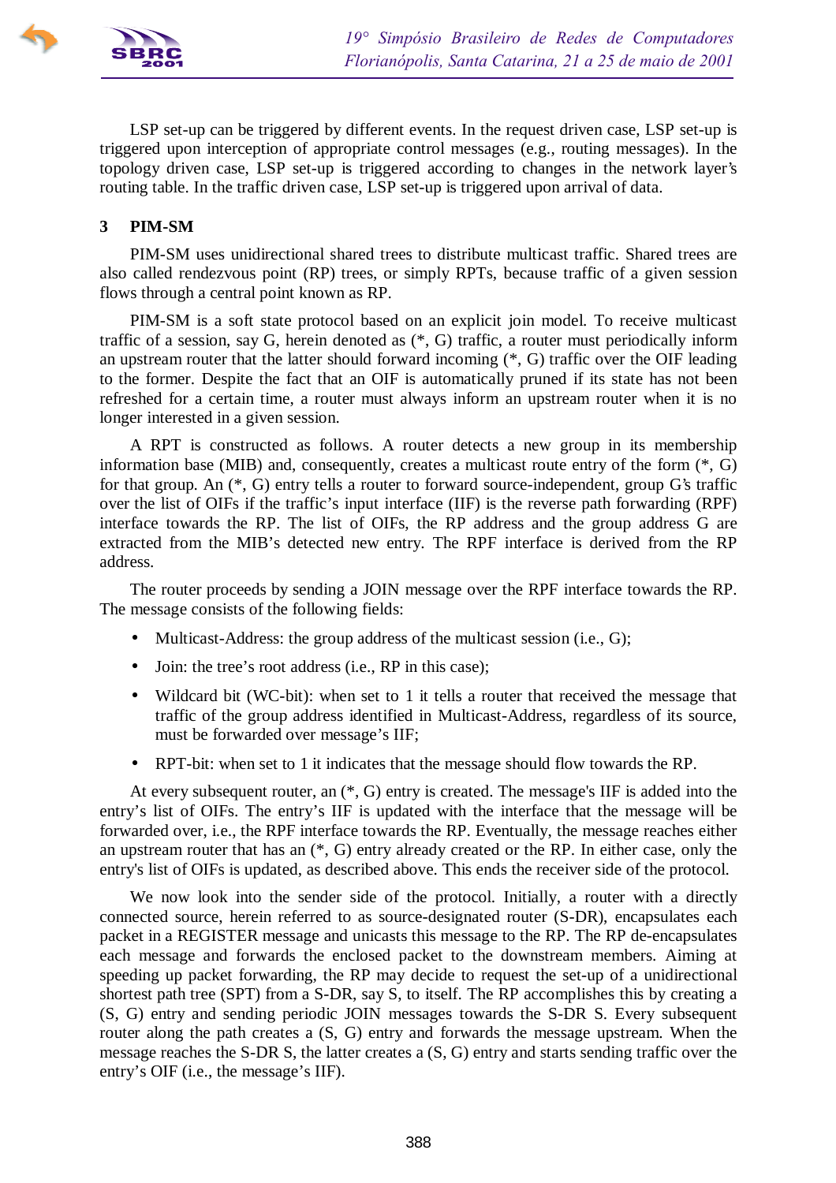LSP set-up can be triggered by different events. In the request driven case, LSP set-up is triggered upon interception of appropriate control messages (e.g., routing messages). In the topology driven case, LSP set-up is triggered according to changes in the network layer's routing table. In the traffic driven case, LSP set-up is triggered upon arrival of data.

## 3 PIM-SM

PIM-SM uses unidirectional shared trees to distribute multicast traffic. Shared trees are also called rendezvous point (RP) trees, or simply RPTs, because traffic of a given session flows through a central point known as RP.

PIM-SM is a soft state protocol based on an explicit join model. To receive multicast traffic of a session, say G, herein denoted as (*, G) traffic, a router must periodically inform an upstream router that the latter should forward incoming (*, G) traffic over the OIF leading to the former. Despite the fact that an OIF is automatically pruned if its state has not been refreshed for a certain time, a router must always inform an upstream router when it is no longer interested in a given session.

A RPT is constructed as follows. A router detects a new group in its membership information base (MIB) and, consequently, creates a multicast route entry of the form (*, G) for that group. An (*, G) entry tells a router to forward source-independent, group G's traffic over the list of OIFs if the traffic's input interface (IIF) is the reverse path forwarding (RPF) interface towards the RP. The list of OIFs, the RP address and the group address G are extracted from the MIB's detected new entry. The RPF interface is derived from the RP address.

The router proceeds by sending a JOIN message over the RPF interface towards the RP. The message consists of the following fields:

- Multicast-Address: the group address of the multicast session (i.e., G);
- Join: the tree's root address (i.e., RP in this case);
- Wildcard bit (WC-bit): when set to 1 it tells a router that received the message that traffic of the group address identified in Multicast-Address, regardless of its source, must be forwarded over message's IIF;
- RPT-bit: when set to 1 it indicates that the message should flow towards the RP.

At every subsequent router, an (*, G) entry is created. The message's IIF is added into the entry's list of OIFs. The entry's IIF is updated with the interface that the message will be forwarded over, i.e., the RPF interface towards the RP. Eventually, the message reaches either an upstream router that has an (*, G) entry already created or the RP. In either case, only the entry's list of OIFs is updated, as described above. This ends the receiver side of the protocol.

We now look into the sender side of the protocol. Initially, a router with a directly connected source, herein referred to as source-designated router (S-DR), encapsulates each packet in a REGISTER message and unicasts this message to the RP. The RP de-encapsulates each message and forwards the enclosed packet to the downstream members. Aiming at speeding up packet forwarding, the RP may decide to request the set-up of a unidirectional shortest path tree (SPT) from a S-DR, say S, to itself. The RP accomplishes this by creating a (S, G) entry and sending periodic JOIN messages towards the S-DR S. Every subsequent router along the path creates a (S, G) entry and forwards the message upstream. When the message reaches the S-DR S, the latter creates a (S, G) entry and starts sending traffic over the entry's OIF (i.e., the message's IIF).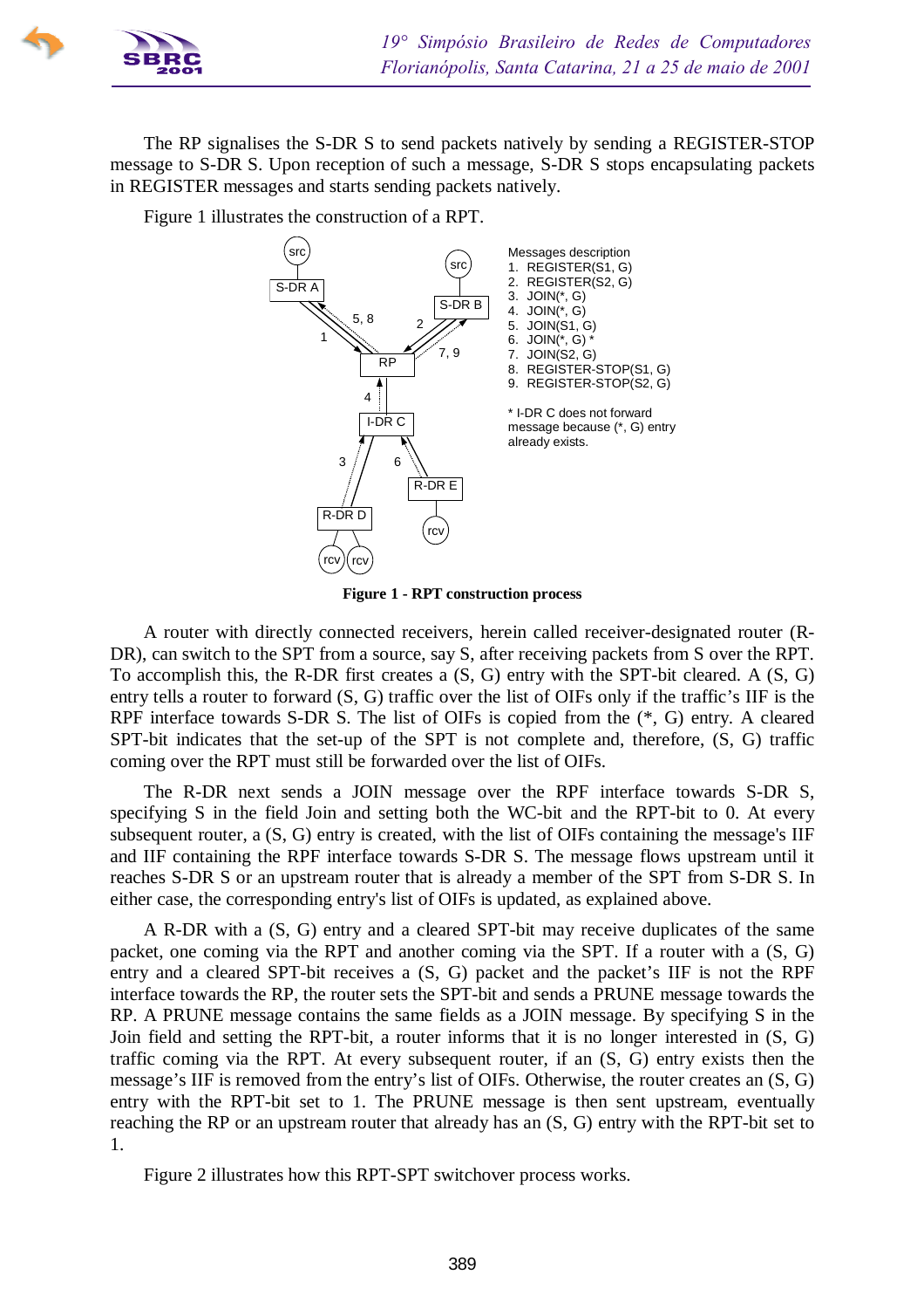The RP signalises the S-DR S to send packets natively by sending a REGISTER-STOP message to S-DR S. Upon reception of such a message, S-DR S stops encapsulating packets in REGISTER messages and starts sending packets natively.

Figure 1 illustrates the construction of a RPT.

Messages description
1. REGISTER(S1, G)
2. REGISTER(S2, G)
3. JOIN(*, G)
4. JOIN(*, G)
5. JOIN(S1, G)
6. JOIN(*, G) *
7. JOIN(S2, G)
8. REGISTER-STOP(S1, G)
9. REGISTER-STOP(S2, G)

* I-DR C does not forward message because (*, G) entry already exists.

**Figure 1 - RPT construction process**

A router with directly connected receivers, herein called receiver-designated router (R-DR), can switch to the SPT from a source, say S, after receiving packets from S over the RPT. To accomplish this, the R-DR first creates a (S, G) entry with the SPT-bit cleared. A (S, G) entry tells a router to forward (S, G) traffic over the list of OIFs only if the traffic's IIF is the RPF interface towards S-DR S. The list of OIFs is copied from the (*, G) entry. A cleared SPT-bit indicates that the set-up of the SPT is not complete and, therefore, (S, G) traffic coming over the RPT must still be forwarded over the list of OIFs.

The R-DR next sends a JOIN message over the RPF interface towards S-DR S, specifying S in the field Join and setting both the WC-bit and the RPT-bit to 0. At every subsequent router, a (S, G) entry is created, with the list of OIFs containing the message's IIF and IIF containing the RPF interface towards S-DR S. The message flows upstream until it reaches S-DR S or an upstream router that is already a member of the SPT from S-DR S. In either case, the corresponding entry's list of OIFs is updated, as explained above.

A R-DR with a (S, G) entry and a cleared SPT-bit may receive duplicates of the same packet, one coming via the RPT and another coming via the SPT. If a router with a (S, G) entry and a cleared SPT-bit receives a (S, G) packet and the packet's IIF is not the RPF interface towards the RP, the router sets the SPT-bit and sends a PRUNE message towards the RP. A PRUNE message contains the same fields as a JOIN message. By specifying S in the Join field and setting the RPT-bit, a router informs that it is no longer interested in (S, G) traffic coming via the RPT. At every subsequent router, if an (S, G) entry exists then the message's IIF is removed from the entry's list of OIFs. Otherwise, the router creates an (S, G) entry with the RPT-bit set to 1. The PRUNE message is then sent upstream, eventually reaching the RP or an upstream router that already has an (S, G) entry with the RPT-bit set to 1.

Figure 2 illustrates how this RPT-SPT switchover process works.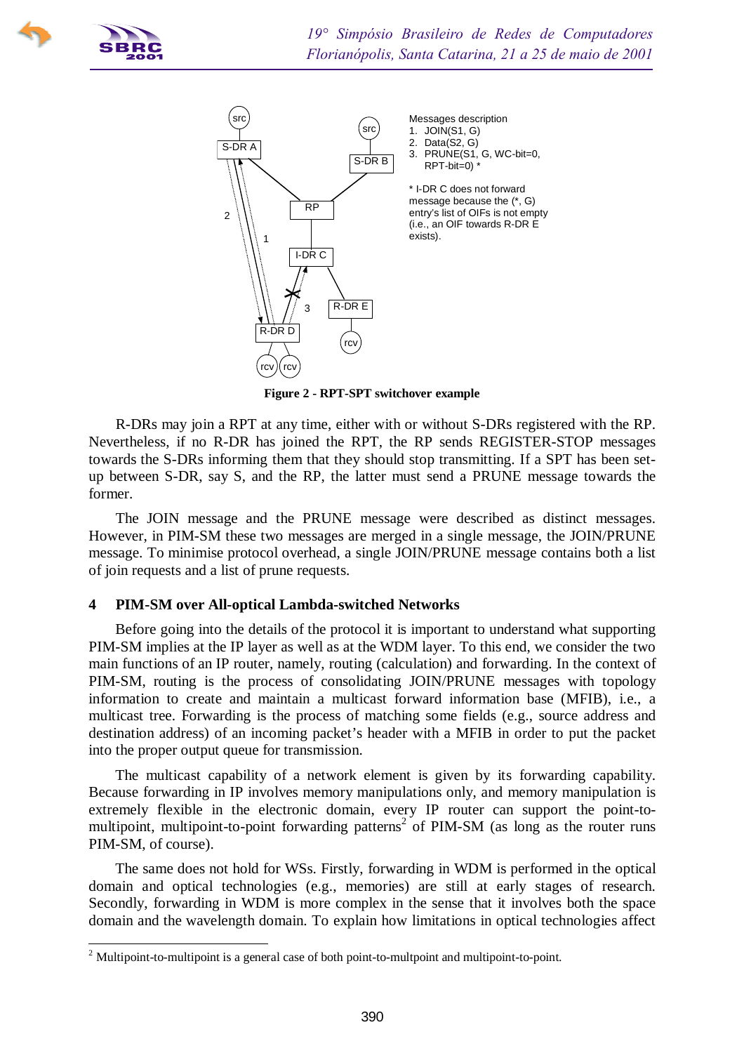Messages description
1. JOIN(S1, G)
2. Data(S2, G)
3. PRUNE(S1, G, WC-bit=0, RPT-bit=0) *

* I-DR C does not forward message because the (*, G) entry's list of OIFs is not empty (i.e., an OIF towards R-DR E exists).

**Figure 2 - RPT-SPT switchover example**

R-DRs may join a RPT at any time, either with or without S-DRs registered with the RP. Nevertheless, if no R-DR has joined the RPT, the RP sends REGISTER-STOP messages towards the S-DRs informing them that they should stop transmitting. If a SPT has been set-up between S-DR, say S, and the RP, the latter must send a PRUNE message towards the former.

The JOIN message and the PRUNE message were described as distinct messages. However, in PIM-SM these two messages are merged in a single message, the JOIN/PRUNE message. To minimise protocol overhead, a single JOIN/PRUNE message contains both a list of join requests and a list of prune requests.

## 4 PIM-SM over All-optical Lambda-switched Networks

Before going into the details of the protocol it is important to understand what supporting PIM-SM implies at the IP layer as well as at the WDM layer. To this end, we consider the two main functions of an IP router, namely, routing (calculation) and forwarding. In the context of PIM-SM, routing is the process of consolidating JOIN/PRUNE messages with topology information to create and maintain a multicast forward information base (MFIB), i.e., a multicast tree. Forwarding is the process of matching some fields (e.g., source address and destination address) of an incoming packet's header with a MFIB in order to put the packet into the proper output queue for transmission.

The multicast capability of a network element is given by its forwarding capability. Because forwarding in IP involves memory manipulations only, and memory manipulation is extremely flexible in the electronic domain, every IP router can support the point-to-multipoint, multipoint-to-point forwarding patterns[2] of PIM-SM (as long as the router runs PIM-SM, of course).

The same does not hold for WSs. Firstly, forwarding in WDM is performed in the optical domain and optical technologies (e.g., memories) are still at early stages of research. Secondly, forwarding in WDM is more complex in the sense that it involves both the space domain and the wavelength domain. To explain how limitations in optical technologies affect

[2] Multipoint-to-multipoint is a general case of both point-to-multpoint and multipoint-to-point.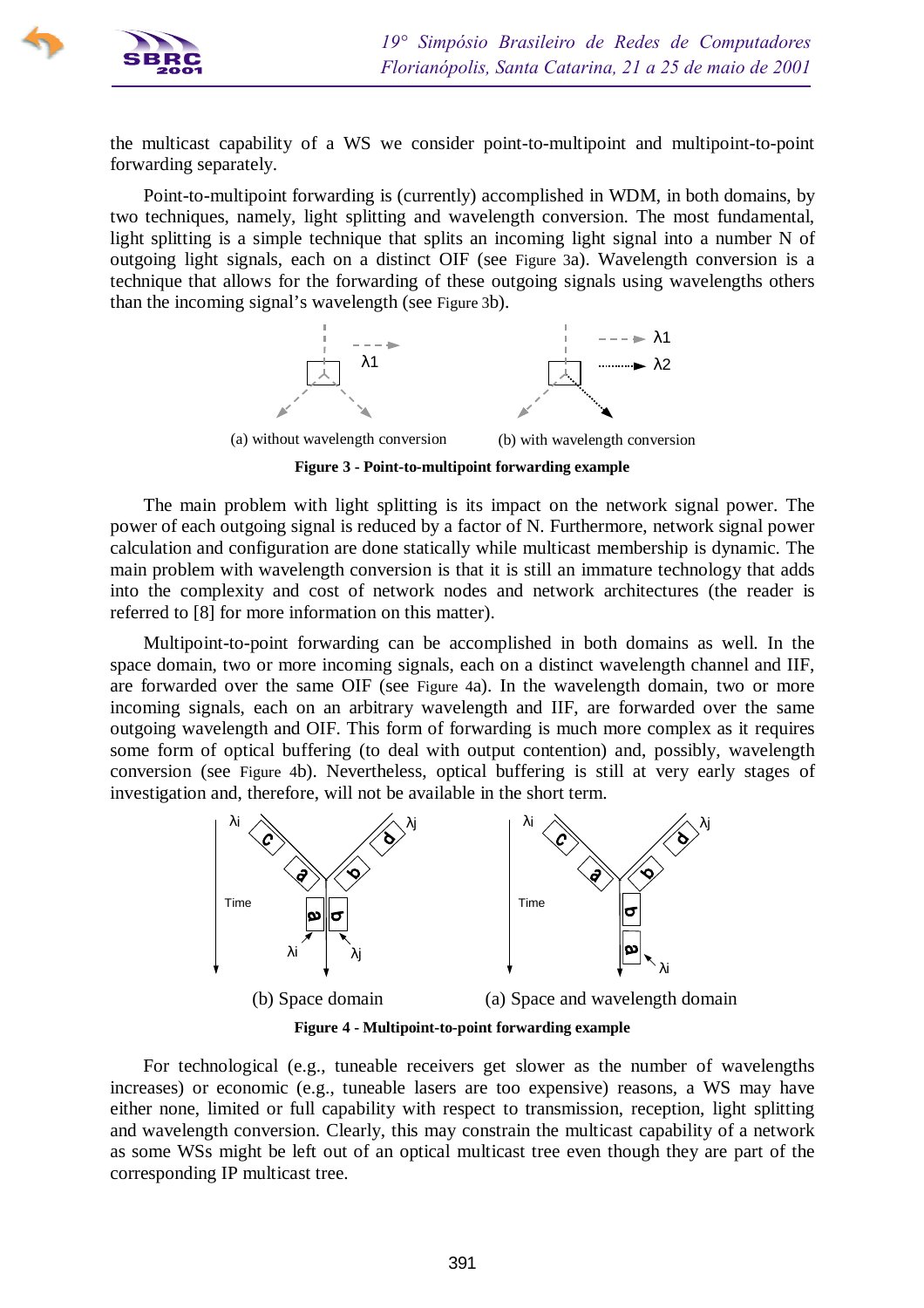the multicast capability of a WS we consider point-to-multipoint and multipoint-to-point forwarding separately.

Point-to-multipoint forwarding is (currently) accomplished in WDM, in both domains, by two techniques, namely, light splitting and wavelength conversion. The most fundamental, light splitting is a simple technique that splits an incoming light signal into a number N of outgoing light signals, each on a distinct OIF (see Figure 3a). Wavelength conversion is a technique that allows for the forwarding of these outgoing signals using wavelengths others than the incoming signal's wavelength (see Figure 3b).

(a) without wavelength conversion (b) with wavelength conversion

**Figure 3 - Point-to-multipoint forwarding example**

The main problem with light splitting is its impact on the network signal power. The power of each outgoing signal is reduced by a factor of N. Furthermore, network signal power calculation and configuration are done statically while multicast membership is dynamic. The main problem with wavelength conversion is that it is still an immature technology that adds into the complexity and cost of network nodes and network architectures (the reader is referred to [8] for more information on this matter).

Multipoint-to-point forwarding can be accomplished in both domains as well. In the space domain, two or more incoming signals, each on a distinct wavelength channel and IIF, are forwarded over the same OIF (see Figure 4a). In the wavelength domain, two or more incoming signals, each on an arbitrary wavelength and IIF, are forwarded over the same outgoing wavelength and OIF. This form of forwarding is much more complex as it requires some form of optical buffering (to deal with output contention) and, possibly, wavelength conversion (see Figure 4b). Nevertheless, optical buffering is still at very early stages of investigation and, therefore, will not be available in the short term.

(b) Space domain (a) Space and wavelength domain

**Figure 4 - Multipoint-to-point forwarding example**

For technological (e.g., tuneable receivers get slower as the number of wavelengths increases) or economic (e.g., tuneable lasers are too expensive) reasons, a WS may have either none, limited or full capability with respect to transmission, reception, light splitting and wavelength conversion. Clearly, this may constrain the multicast capability of a network as some WSs might be left out of an optical multicast tree even though they are part of the corresponding IP multicast tree.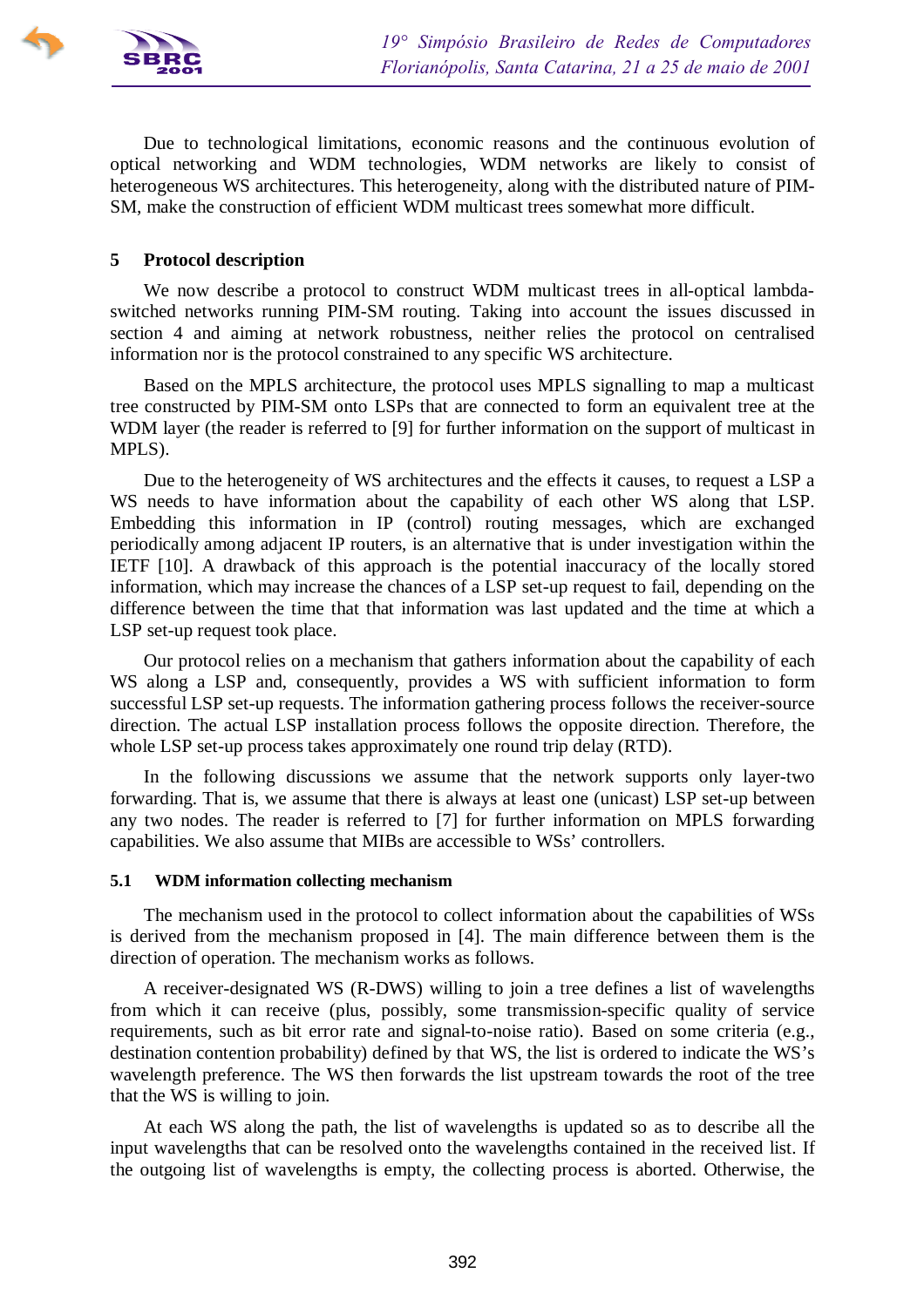Due to technological limitations, economic reasons and the continuous evolution of optical networking and WDM technologies, WDM networks are likely to consist of heterogeneous WS architectures. This heterogeneity, along with the distributed nature of PIM-SM, make the construction of efficient WDM multicast trees somewhat more difficult.

## 5 Protocol description

We now describe a protocol to construct WDM multicast trees in all-optical lambda-switched networks running PIM-SM routing. Taking into account the issues discussed in section 4 and aiming at network robustness, neither relies the protocol on centralised information nor is the protocol constrained to any specific WS architecture.

Based on the MPLS architecture, the protocol uses MPLS signalling to map a multicast tree constructed by PIM-SM onto LSPs that are connected to form an equivalent tree at the WDM layer (the reader is referred to [9] for further information on the support of multicast in MPLS).

Due to the heterogeneity of WS architectures and the effects it causes, to request a LSP a WS needs to have information about the capability of each other WS along that LSP. Embedding this information in IP (control) routing messages, which are exchanged periodically among adjacent IP routers, is an alternative that is under investigation within the IETF [10]. A drawback of this approach is the potential inaccuracy of the locally stored information, which may increase the chances of a LSP set-up request to fail, depending on the difference between the time that that information was last updated and the time at which a LSP set-up request took place.

Our protocol relies on a mechanism that gathers information about the capability of each WS along a LSP and, consequently, provides a WS with sufficient information to form successful LSP set-up requests. The information gathering process follows the receiver-source direction. The actual LSP installation process follows the opposite direction. Therefore, the whole LSP set-up process takes approximately one round trip delay (RTD).

In the following discussions we assume that the network supports only layer-two forwarding. That is, we assume that there is always at least one (unicast) LSP set-up between any two nodes. The reader is referred to [7] for further information on MPLS forwarding capabilities. We also assume that MIBs are accessible to WSs' controllers.

### 5.1 WDM information collecting mechanism

The mechanism used in the protocol to collect information about the capabilities of WSs is derived from the mechanism proposed in [4]. The main difference between them is the direction of operation. The mechanism works as follows.

A receiver-designated WS (R-DWS) willing to join a tree defines a list of wavelengths from which it can receive (plus, possibly, some transmission-specific quality of service requirements, such as bit error rate and signal-to-noise ratio). Based on some criteria (e.g., destination contention probability) defined by that WS, the list is ordered to indicate the WS's wavelength preference. The WS then forwards the list upstream towards the root of the tree that the WS is willing to join.

At each WS along the path, the list of wavelengths is updated so as to describe all the input wavelengths that can be resolved onto the wavelengths contained in the received list. If the outgoing list of wavelengths is empty, the collecting process is aborted. Otherwise, the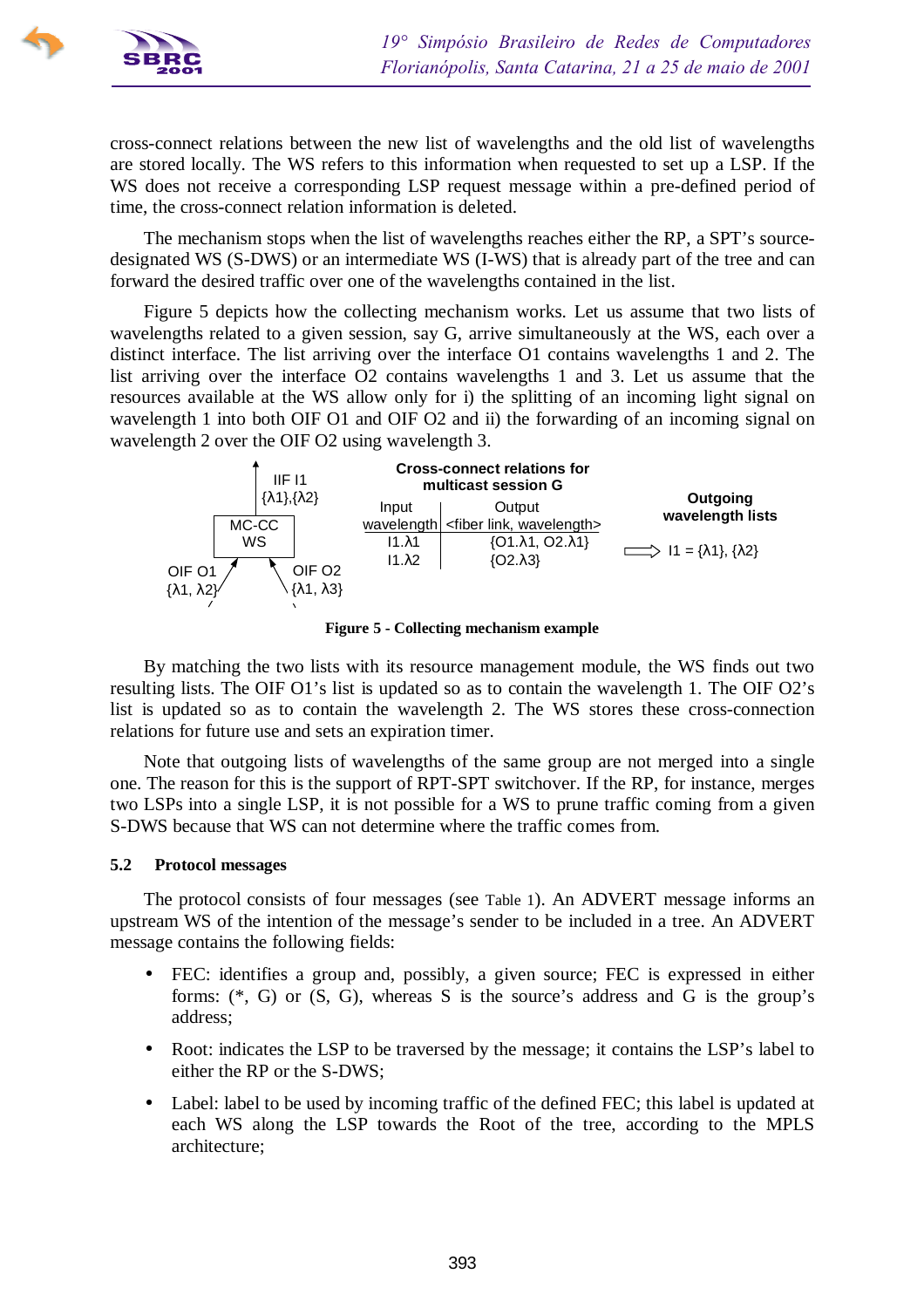cross-connect relations between the new list of wavelengths and the old list of wavelengths are stored locally. The WS refers to this information when requested to set up a LSP. If the WS does not receive a corresponding LSP request message within a pre-defined period of time, the cross-connect relation information is deleted.

The mechanism stops when the list of wavelengths reaches either the RP, a SPT's source-designated WS (S-DWS) or an intermediate WS (I-WS) that is already part of the tree and can forward the desired traffic over one of the wavelengths contained in the list.

Figure 5 depicts how the collecting mechanism works. Let us assume that two lists of wavelengths related to a given session, say G, arrive simultaneously at the WS, each over a distinct interface. The list arriving over the interface O1 contains wavelengths 1 and 2. The list arriving over the interface O2 contains wavelengths 1 and 3. Let us assume that the resources available at the WS allow only for i) the splitting of an incoming light signal on wavelength 1 into both OIF O1 and OIF O2 and ii) the forwarding of an incoming signal on wavelength 2 over the OIF O2 using wavelength 3.

IIF I1 {λ1},{λ2}

MC-CC WS

OIF O1 {λ1, λ2}

OIF O2 {λ1, λ3}

**Cross-connect relations for multicast session G**

| Input wavelength | Output <fiber link, wavelength> |
|---|---|
| I1.λ1 | {O1.λ1, O2.λ1} |
| I1.λ2 | {O2.λ3} |

**Outgoing wavelength lists**

I1 = {λ1}, {λ2}

**Figure 5 - Collecting mechanism example**

By matching the two lists with its resource management module, the WS finds out two resulting lists. The OIF O1's list is updated so as to contain the wavelength 1. The OIF O2's list is updated so as to contain the wavelength 2. The WS stores these cross-connection relations for future use and sets an expiration timer.

Note that outgoing lists of wavelengths of the same group are not merged into a single one. The reason for this is the support of RPT-SPT switchover. If the RP, for instance, merges two LSPs into a single LSP, it is not possible for a WS to prune traffic coming from a given S-DWS because that WS can not determine where the traffic comes from.

### 5.2 Protocol messages

The protocol consists of four messages (see Table 1). An ADVERT message informs an upstream WS of the intention of the message's sender to be included in a tree. An ADVERT message contains the following fields:

- FEC: identifies a group and, possibly, a given source; FEC is expressed in either forms: (*, G) or (S, G), whereas S is the source's address and G is the group's address;
- Root: indicates the LSP to be traversed by the message; it contains the LSP's label to either the RP or the S-DWS;
- Label: label to be used by incoming traffic of the defined FEC; this label is updated at each WS along the LSP towards the Root of the tree, according to the MPLS architecture;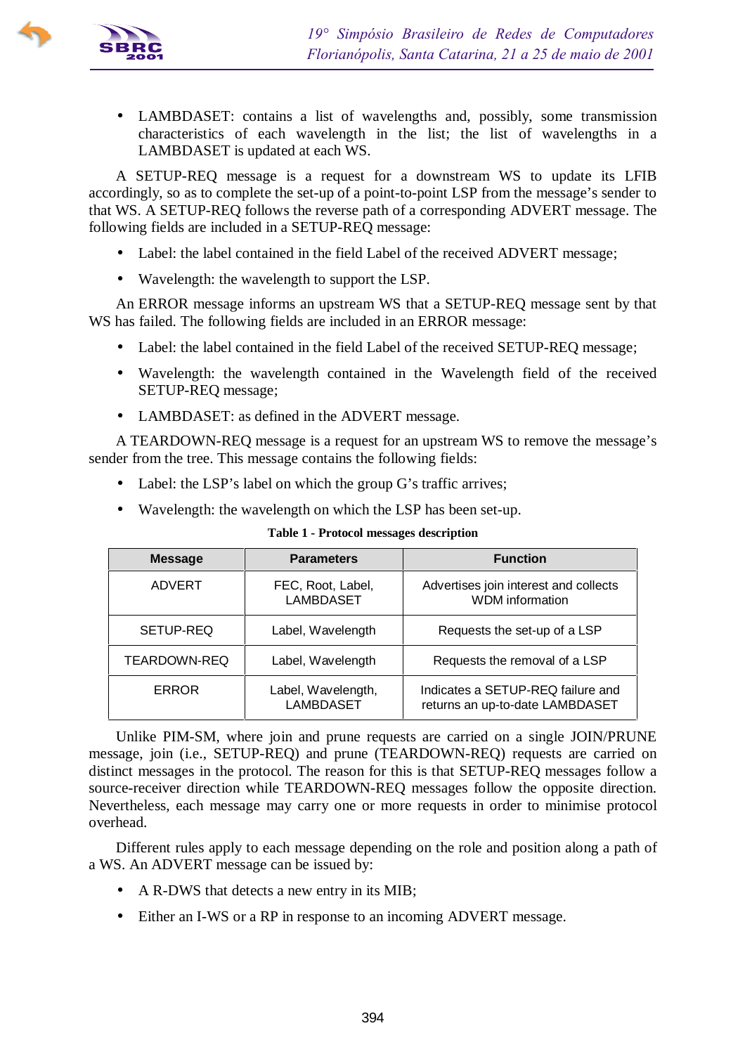- LAMBDASET: contains a list of wavelengths and, possibly, some transmission characteristics of each wavelength in the list; the list of wavelengths in a LAMBDASET is updated at each WS.

A SETUP-REQ message is a request for a downstream WS to update its LFIB accordingly, so as to complete the set-up of a point-to-point LSP from the message's sender to that WS. A SETUP-REQ follows the reverse path of a corresponding ADVERT message. The following fields are included in a SETUP-REQ message:

- Label: the label contained in the field Label of the received ADVERT message;
- Wavelength: the wavelength to support the LSP.

An ERROR message informs an upstream WS that a SETUP-REQ message sent by that WS has failed. The following fields are included in an ERROR message:

- Label: the label contained in the field Label of the received SETUP-REQ message;
- Wavelength: the wavelength contained in the Wavelength field of the received SETUP-REQ message;
- LAMBDASET: as defined in the ADVERT message.

A TEARDOWN-REQ message is a request for an upstream WS to remove the message's sender from the tree. This message contains the following fields:

- Label: the LSP's label on which the group G's traffic arrives;
- Wavelength: the wavelength on which the LSP has been set-up.

**Table 1 - Protocol messages description**

| Message | Parameters | Function |
|---|---|---|
| ADVERT | FEC, Root, Label, LAMBDASET | Advertises join interest and collects WDM information |
| SETUP-REQ | Label, Wavelength | Requests the set-up of a LSP |
| TEARDOWN-REQ | Label, Wavelength | Requests the removal of a LSP |
| ERROR | Label, Wavelength, LAMBDASET | Indicates a SETUP-REQ failure and returns an up-to-date LAMBDASET |

Unlike PIM-SM, where join and prune requests are carried on a single JOIN/PRUNE message, join (i.e., SETUP-REQ) and prune (TEARDOWN-REQ) requests are carried on distinct messages in the protocol. The reason for this is that SETUP-REQ messages follow a source-receiver direction while TEARDOWN-REQ messages follow the opposite direction. Nevertheless, each message may carry one or more requests in order to minimise protocol overhead.

Different rules apply to each message depending on the role and position along a path of a WS. An ADVERT message can be issued by:

- A R-DWS that detects a new entry in its MIB;
- Either an I-WS or a RP in response to an incoming ADVERT message.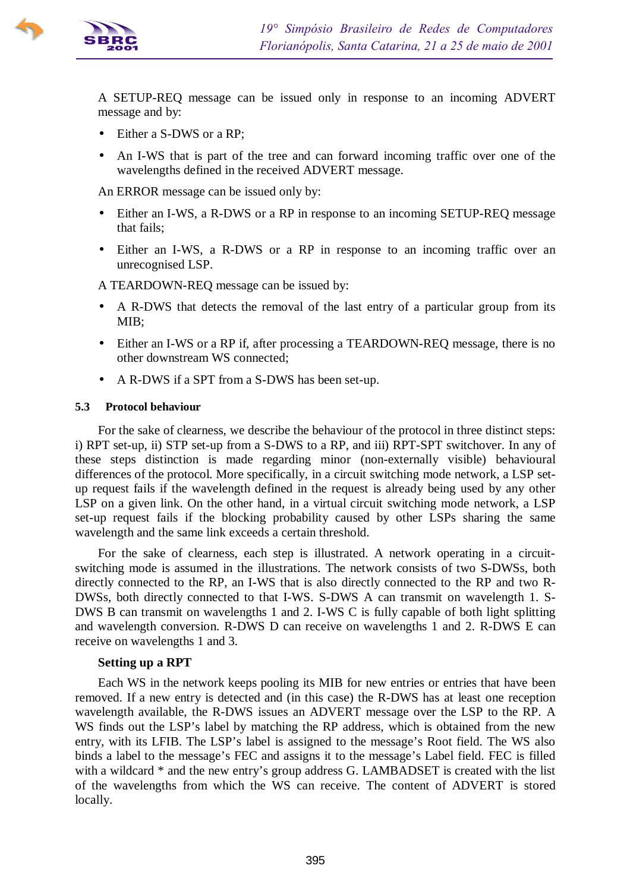A SETUP-REQ message can be issued only in response to an incoming ADVERT message and by:

- Either a S-DWS or a RP;
- An I-WS that is part of the tree and can forward incoming traffic over one of the wavelengths defined in the received ADVERT message.

An ERROR message can be issued only by:

- Either an I-WS, a R-DWS or a RP in response to an incoming SETUP-REQ message that fails;
- Either an I-WS, a R-DWS or a RP in response to an incoming traffic over an unrecognised LSP.

A TEARDOWN-REQ message can be issued by:

- A R-DWS that detects the removal of the last entry of a particular group from its MIB;
- Either an I-WS or a RP if, after processing a TEARDOWN-REQ message, there is no other downstream WS connected;
- A R-DWS if a SPT from a S-DWS has been set-up.

### 5.3 Protocol behaviour

For the sake of clearness, we describe the behaviour of the protocol in three distinct steps: i) RPT set-up, ii) STP set-up from a S-DWS to a RP, and iii) RPT-SPT switchover. In any of these steps distinction is made regarding minor (non-externally visible) behavioural differences of the protocol. More specifically, in a circuit switching mode network, a LSP set-up request fails if the wavelength defined in the request is already being used by any other LSP on a given link. On the other hand, in a virtual circuit switching mode network, a LSP set-up request fails if the blocking probability caused by other LSPs sharing the same wavelength and the same link exceeds a certain threshold.

For the sake of clearness, each step is illustrated. A network operating in a circuit-switching mode is assumed in the illustrations. The network consists of two S-DWSs, both directly connected to the RP, an I-WS that is also directly connected to the RP and two R-DWSs, both directly connected to that I-WS. S-DWS A can transmit on wavelength 1. S-DWS B can transmit on wavelengths 1 and 2. I-WS C is fully capable of both light splitting and wavelength conversion. R-DWS D can receive on wavelengths 1 and 2. R-DWS E can receive on wavelengths 1 and 3.

**Setting up a RPT**

Each WS in the network keeps pooling its MIB for new entries or entries that have been removed. If a new entry is detected and (in this case) the R-DWS has at least one reception wavelength available, the R-DWS issues an ADVERT message over the LSP to the RP. A WS finds out the LSP's label by matching the RP address, which is obtained from the new entry, with its LFIB. The LSP's label is assigned to the message's Root field. The WS also binds a label to the message's FEC and assigns it to the message's Label field. FEC is filled with a wildcard * and the new entry's group address G. LAMBADSET is created with the list of the wavelengths from which the WS can receive. The content of ADVERT is stored locally.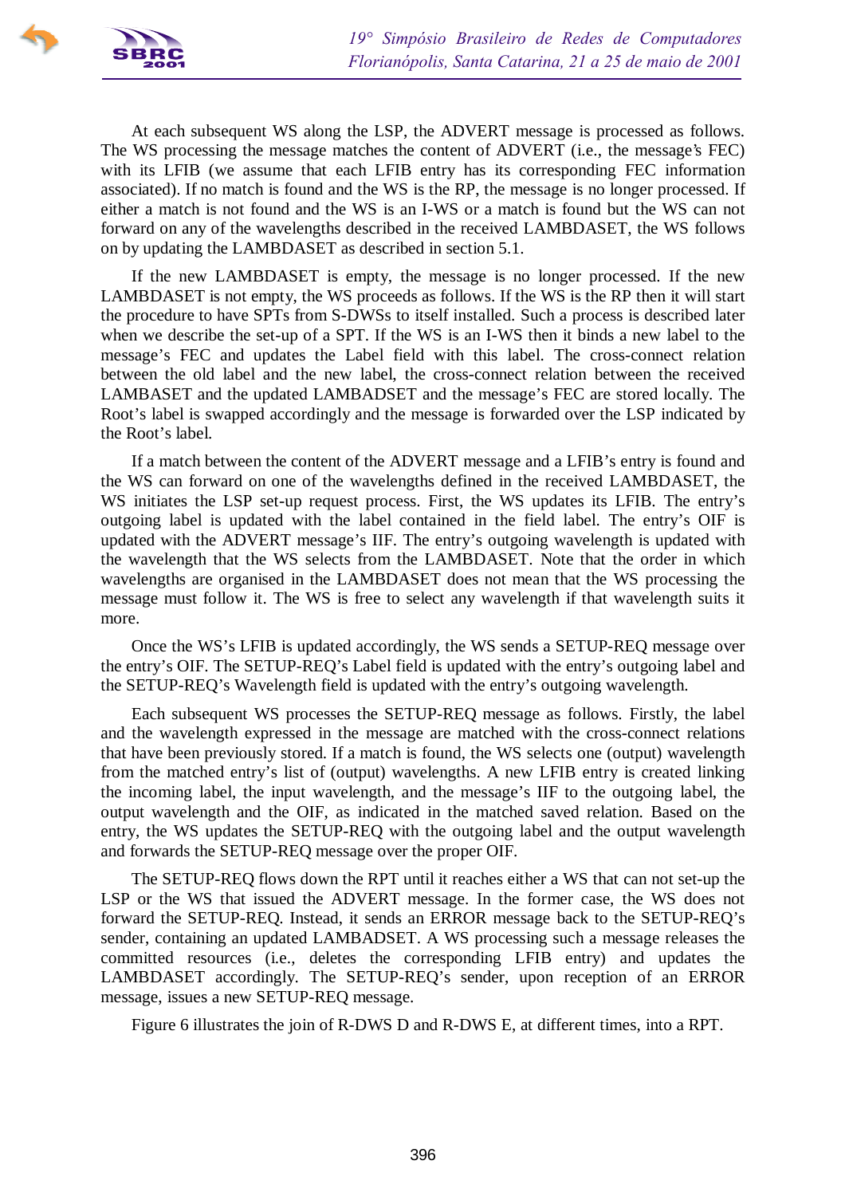At each subsequent WS along the LSP, the ADVERT message is processed as follows. The WS processing the message matches the content of ADVERT (i.e., the message's FEC) with its LFIB (we assume that each LFIB entry has its corresponding FEC information associated). If no match is found and the WS is the RP, the message is no longer processed. If either a match is not found and the WS is an I-WS or a match is found but the WS can not forward on any of the wavelengths described in the received LAMBDASET, the WS follows on by updating the LAMBDASET as described in section 5.1.

If the new LAMBDASET is empty, the message is no longer processed. If the new LAMBDASET is not empty, the WS proceeds as follows. If the WS is the RP then it will start the procedure to have SPTs from S-DWSs to itself installed. Such a process is described later when we describe the set-up of a SPT. If the WS is an I-WS then it binds a new label to the message's FEC and updates the Label field with this label. The cross-connect relation between the old label and the new label, the cross-connect relation between the received LAMBASET and the updated LAMBADSET and the message's FEC are stored locally. The Root's label is swapped accordingly and the message is forwarded over the LSP indicated by the Root's label.

If a match between the content of the ADVERT message and a LFIB's entry is found and the WS can forward on one of the wavelengths defined in the received LAMBDASET, the WS initiates the LSP set-up request process. First, the WS updates its LFIB. The entry's outgoing label is updated with the label contained in the field label. The entry's OIF is updated with the ADVERT message's IIF. The entry's outgoing wavelength is updated with the wavelength that the WS selects from the LAMBDASET. Note that the order in which wavelengths are organised in the LAMBDASET does not mean that the WS processing the message must follow it. The WS is free to select any wavelength if that wavelength suits it more.

Once the WS's LFIB is updated accordingly, the WS sends a SETUP-REQ message over the entry's OIF. The SETUP-REQ's Label field is updated with the entry's outgoing label and the SETUP-REQ's Wavelength field is updated with the entry's outgoing wavelength.

Each subsequent WS processes the SETUP-REQ message as follows. Firstly, the label and the wavelength expressed in the message are matched with the cross-connect relations that have been previously stored. If a match is found, the WS selects one (output) wavelength from the matched entry's list of (output) wavelengths. A new LFIB entry is created linking the incoming label, the input wavelength, and the message's IIF to the outgoing label, the output wavelength and the OIF, as indicated in the matched saved relation. Based on the entry, the WS updates the SETUP-REQ with the outgoing label and the output wavelength and forwards the SETUP-REQ message over the proper OIF.

The SETUP-REQ flows down the RPT until it reaches either a WS that can not set-up the LSP or the WS that issued the ADVERT message. In the former case, the WS does not forward the SETUP-REQ. Instead, it sends an ERROR message back to the SETUP-REQ's sender, containing an updated LAMBADSET. A WS processing such a message releases the committed resources (i.e., deletes the corresponding LFIB entry) and updates the LAMBDASET accordingly. The SETUP-REQ's sender, upon reception of an ERROR message, issues a new SETUP-REQ message.

Figure 6 illustrates the join of R-DWS D and R-DWS E, at different times, into a RPT.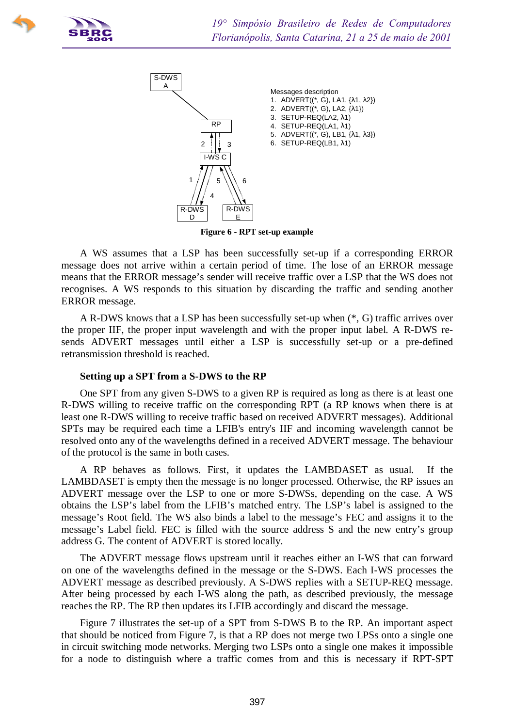S-DWS A

RP

2 3

I-WS C

1 5 6

4

R-DWS D

R-DWS E

Messages description

1. ADVERT((*, G), LA1, {λ1, λ2})
2. ADVERT((*, G), LA2, {λ1})
3. SETUP-REQ(LA2, λ1)
4. SETUP-REQ(LA1, λ1)
5. ADVERT((*, G), LB1, {λ1, λ3})
6. SETUP-REQ(LB1, λ1)

**Figure 6 - RPT set-up example**

A WS assumes that a LSP has been successfully set-up if a corresponding ERROR message does not arrive within a certain period of time. The lose of an ERROR message means that the ERROR message's sender will receive traffic over a LSP that the WS does not recognises. A WS responds to this situation by discarding the traffic and sending another ERROR message.

A R-DWS knows that a LSP has been successfully set-up when (*, G) traffic arrives over the proper IIF, the proper input wavelength and with the proper input label. A R-DWS re-sends ADVERT messages until either a LSP is successfully set-up or a pre-defined retransmission threshold is reached.

### Setting up a SPT from a S-DWS to the RP

One SPT from any given S-DWS to a given RP is required as long as there is at least one R-DWS willing to receive traffic on the corresponding RPT (a RP knows when there is at least one R-DWS willing to receive traffic based on received ADVERT messages). Additional SPTs may be required each time a LFIB's entry's IIF and incoming wavelength cannot be resolved onto any of the wavelengths defined in a received ADVERT message. The behaviour of the protocol is the same in both cases.

A RP behaves as follows. First, it updates the LAMBDASET as usual. If the LAMBDASET is empty then the message is no longer processed. Otherwise, the RP issues an ADVERT message over the LSP to one or more S-DWSs, depending on the case. A WS obtains the LSP's label from the LFIB's matched entry. The LSP's label is assigned to the message's Root field. The WS also binds a label to the message's FEC and assigns it to the message's Label field. FEC is filled with the source address S and the new entry's group address G. The content of ADVERT is stored locally.

The ADVERT message flows upstream until it reaches either an I-WS that can forward on one of the wavelengths defined in the message or the S-DWS. Each I-WS processes the ADVERT message as described previously. A S-DWS replies with a SETUP-REQ message. After being processed by each I-WS along the path, as described previously, the message reaches the RP. The RP then updates its LFIB accordingly and discard the message.

Figure 7 illustrates the set-up of a SPT from S-DWS B to the RP. An important aspect that should be noticed from Figure 7, is that a RP does not merge two LPSs onto a single one in circuit switching mode networks. Merging two LSPs onto a single one makes it impossible for a node to distinguish where a traffic comes from and this is necessary if RPT-SPT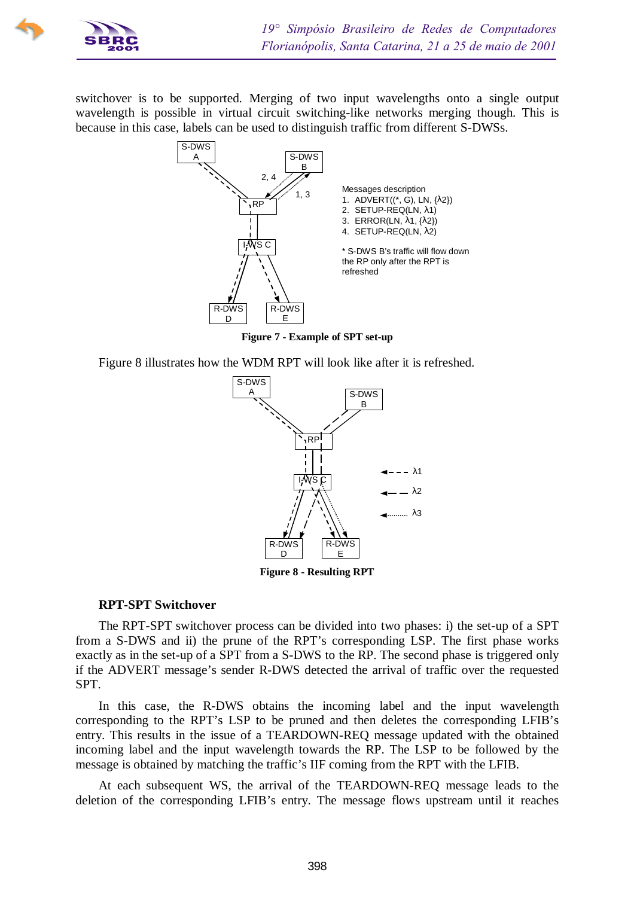switchover is to be supported. Merging of two input wavelengths onto a single output wavelength is possible in virtual circuit switching-like networks merging though. This is because in this case, labels can be used to distinguish traffic from different S-DWSs.

Messages description
1. ADVERT((\*, G), LN, {λ2})
2. SETUP-REQ(LN, λ1)
3. ERROR(LN, λ1, {λ2})
4. SETUP-REQ(LN, λ2)

\* S-DWS B's traffic will flow down the RP only after the RPT is refreshed

**Figure 7 - Example of SPT set-up**

Figure 8 illustrates how the WDM RPT will look like after it is refreshed.

**Figure 8 - Resulting RPT**

**RPT-SPT Switchover**

The RPT-SPT switchover process can be divided into two phases: i) the set-up of a SPT from a S-DWS and ii) the prune of the RPT's corresponding LSP. The first phase works exactly as in the set-up of a SPT from a S-DWS to the RP. The second phase is triggered only if the ADVERT message's sender R-DWS detected the arrival of traffic over the requested SPT.

In this case, the R-DWS obtains the incoming label and the input wavelength corresponding to the RPT's LSP to be pruned and then deletes the corresponding LFIB's entry. This results in the issue of a TEARDOWN-REQ message updated with the obtained incoming label and the input wavelength towards the RP. The LSP to be followed by the message is obtained by matching the traffic's IIF coming from the RPT with the LFIB.

At each subsequent WS, the arrival of the TEARDOWN-REQ message leads to the deletion of the corresponding LFIB's entry. The message flows upstream until it reaches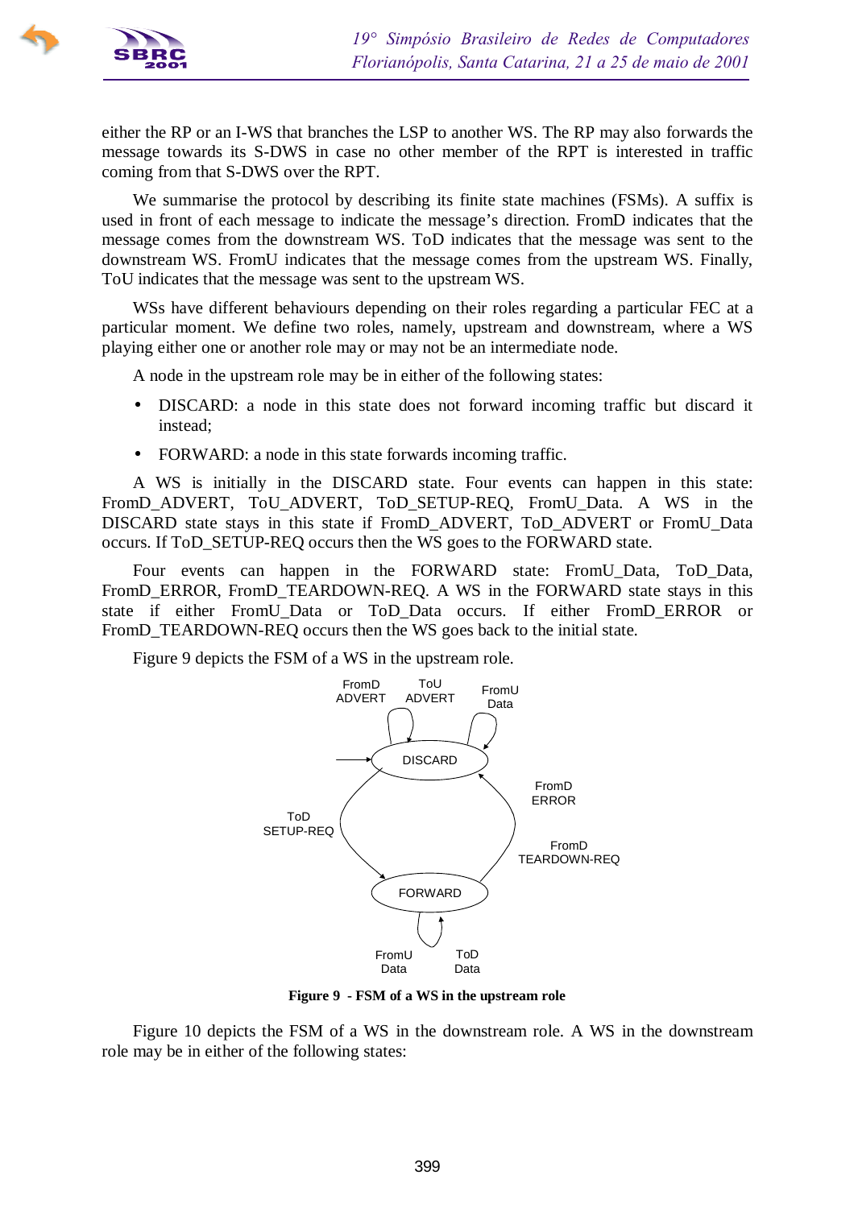either the RP or an I-WS that branches the LSP to another WS. The RP may also forwards the message towards its S-DWS in case no other member of the RPT is interested in traffic coming from that S-DWS over the RPT.

We summarise the protocol by describing its finite state machines (FSMs). A suffix is used in front of each message to indicate the message's direction. FromD indicates that the message comes from the downstream WS. ToD indicates that the message was sent to the downstream WS. FromU indicates that the message comes from the upstream WS. Finally, ToU indicates that the message was sent to the upstream WS.

WSs have different behaviours depending on their roles regarding a particular FEC at a particular moment. We define two roles, namely, upstream and downstream, where a WS playing either one or another role may or may not be an intermediate node.

A node in the upstream role may be in either of the following states:

- DISCARD: a node in this state does not forward incoming traffic but discard it instead;
- FORWARD: a node in this state forwards incoming traffic.

A WS is initially in the DISCARD state. Four events can happen in this state: FromD_ADVERT, ToU_ADVERT, ToD_SETUP-REQ, FromU_Data. A WS in the DISCARD state stays in this state if FromD_ADVERT, ToD_ADVERT or FromU_Data occurs. If ToD_SETUP-REQ occurs then the WS goes to the FORWARD state.

Four events can happen in the FORWARD state: FromU_Data, ToD_Data, FromD_ERROR, FromD_TEARDOWN-REQ. A WS in the FORWARD state stays in this state if either FromU_Data or ToD_Data occurs. If either FromD_ERROR or FromD_TEARDOWN-REQ occurs then the WS goes back to the initial state.

Figure 9 depicts the FSM of a WS in the upstream role.

FromD ADVERT, ToU ADVERT, FromU Data, DISCARD, ToD SETUP-REQ, FromD ERROR, FromD TEARDOWN-REQ, FORWARD, FromU Data, ToD Data

**Figure 9 - FSM of a WS in the upstream role**

Figure 10 depicts the FSM of a WS in the downstream role. A WS in the downstream role may be in either of the following states: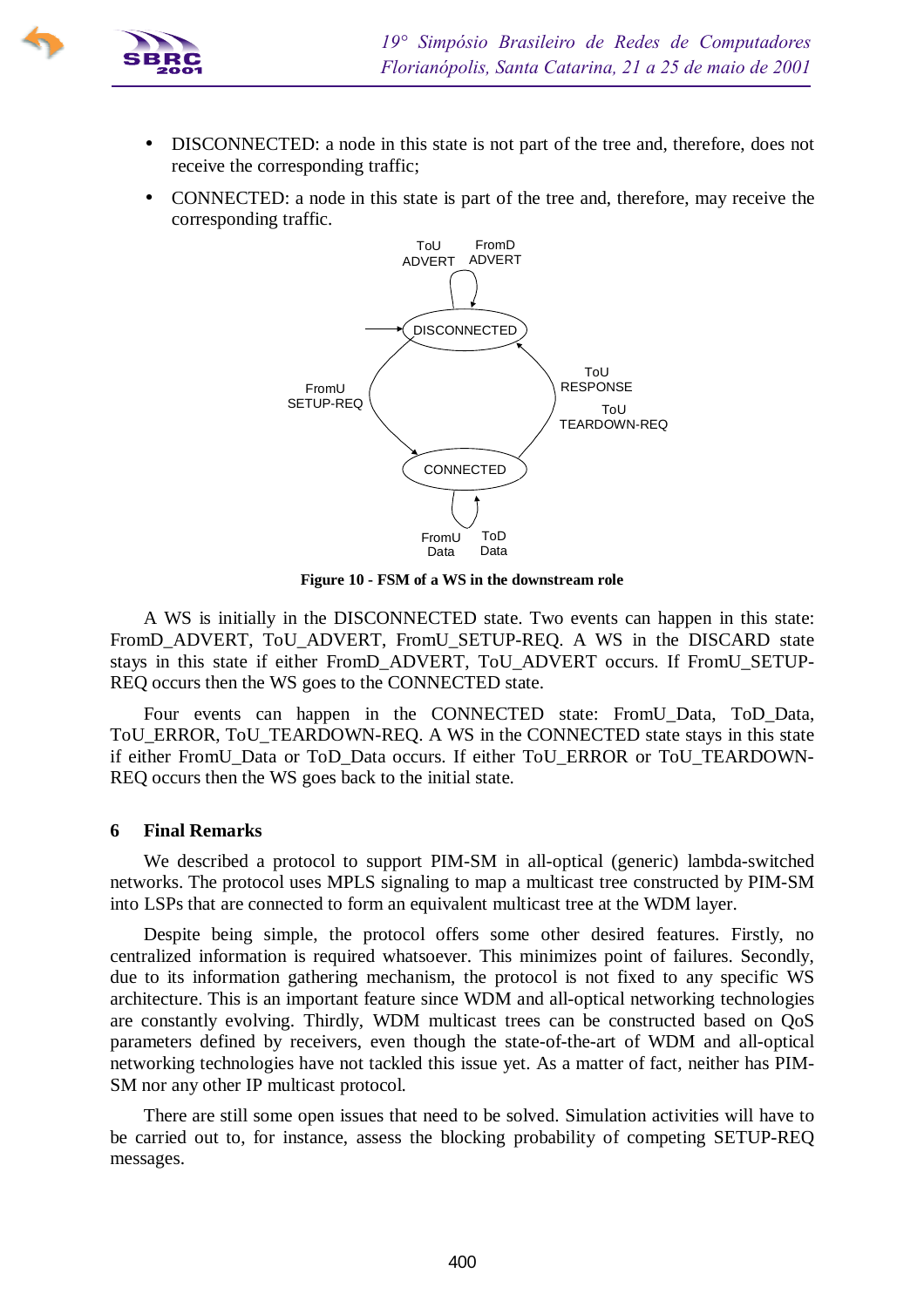- DISCONNECTED: a node in this state is not part of the tree and, therefore, does not receive the corresponding traffic;
- CONNECTED: a node in this state is part of the tree and, therefore, may receive the corresponding traffic.

**Figure 10 - FSM of a WS in the downstream role**

A WS is initially in the DISCONNECTED state. Two events can happen in this state: FromD_ADVERT, ToU_ADVERT, FromU_SETUP-REQ. A WS in the DISCARD state stays in this state if either FromD_ADVERT, ToU_ADVERT occurs. If FromU_SETUP-REQ occurs then the WS goes to the CONNECTED state.

Four events can happen in the CONNECTED state: FromU_Data, ToD_Data, ToU_ERROR, ToU_TEARDOWN-REQ. A WS in the CONNECTED state stays in this state if either FromU_Data or ToD_Data occurs. If either ToU_ERROR or ToU_TEARDOWN-REQ occurs then the WS goes back to the initial state.

## 6 Final Remarks

We described a protocol to support PIM-SM in all-optical (generic) lambda-switched networks. The protocol uses MPLS signaling to map a multicast tree constructed by PIM-SM into LSPs that are connected to form an equivalent multicast tree at the WDM layer.

Despite being simple, the protocol offers some other desired features. Firstly, no centralized information is required whatsoever. This minimizes point of failures. Secondly, due to its information gathering mechanism, the protocol is not fixed to any specific WS architecture. This is an important feature since WDM and all-optical networking technologies are constantly evolving. Thirdly, WDM multicast trees can be constructed based on QoS parameters defined by receivers, even though the state-of-the-art of WDM and all-optical networking technologies have not tackled this issue yet. As a matter of fact, neither has PIM-SM nor any other IP multicast protocol.

There are still some open issues that need to be solved. Simulation activities will have to be carried out to, for instance, assess the blocking probability of competing SETUP-REQ messages.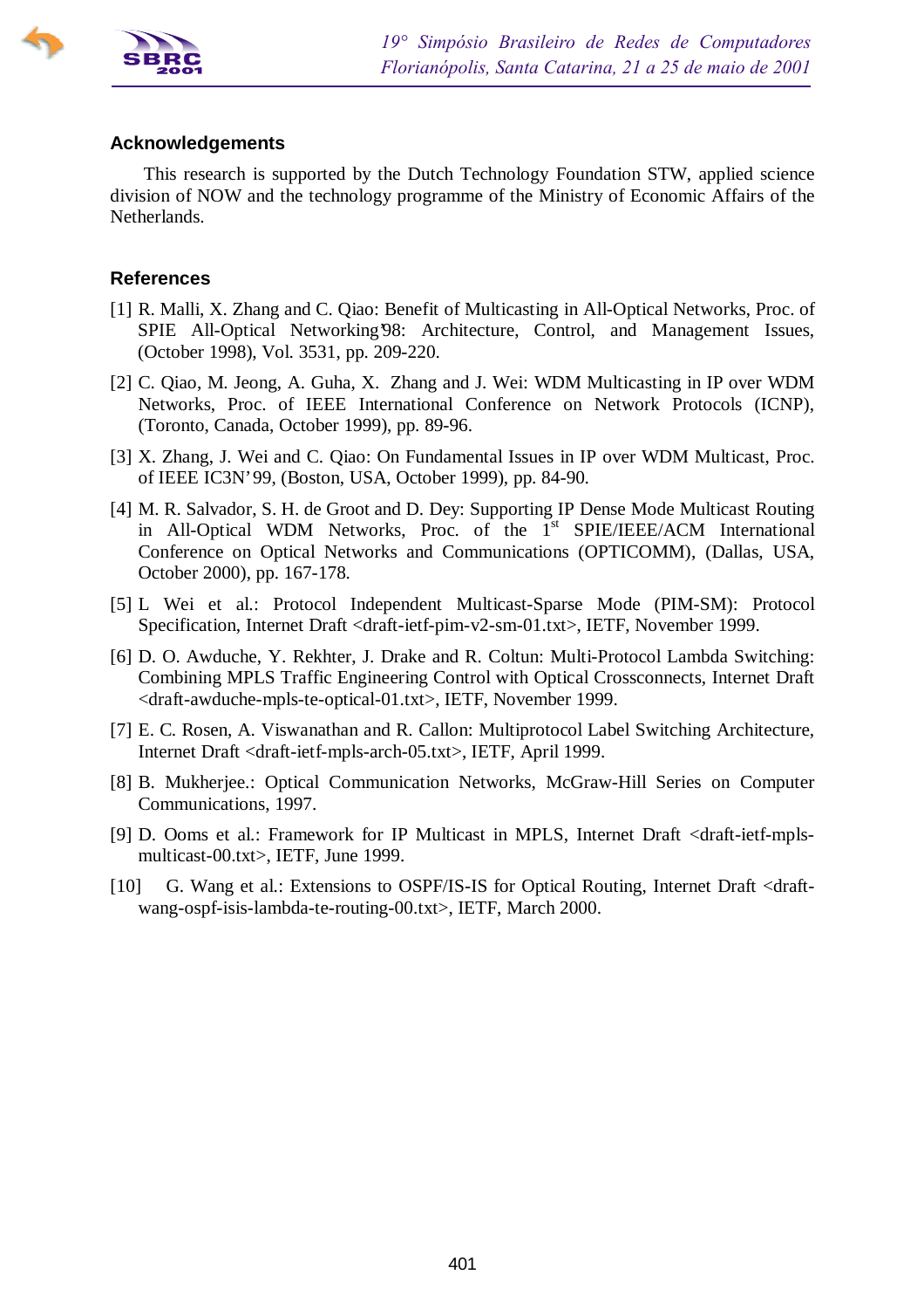## Acknowledgements

This research is supported by the Dutch Technology Foundation STW, applied science division of NOW and the technology programme of the Ministry of Economic Affairs of the Netherlands.

## References

[1] R. Malli, X. Zhang and C. Qiao: Benefit of Multicasting in All-Optical Networks, Proc. of SPIE All-Optical Networking'98: Architecture, Control, and Management Issues, (October 1998), Vol. 3531, pp. 209-220.

[2] C. Qiao, M. Jeong, A. Guha, X. Zhang and J. Wei: WDM Multicasting in IP over WDM Networks, Proc. of IEEE International Conference on Network Protocols (ICNP), (Toronto, Canada, October 1999), pp. 89-96.

[3] X. Zhang, J. Wei and C. Qiao: On Fundamental Issues in IP over WDM Multicast, Proc. of IEEE IC3N'99, (Boston, USA, October 1999), pp. 84-90.

[4] M. R. Salvador, S. H. de Groot and D. Dey: Supporting IP Dense Mode Multicast Routing in All-Optical WDM Networks, Proc. of the 1st SPIE/IEEE/ACM International Conference on Optical Networks and Communications (OPTICOMM), (Dallas, USA, October 2000), pp. 167-178.

[5] L Wei et al.: Protocol Independent Multicast-Sparse Mode (PIM-SM): Protocol Specification, Internet Draft <draft-ietf-pim-v2-sm-01.txt>, IETF, November 1999.

[6] D. O. Awduche, Y. Rekhter, J. Drake and R. Coltun: Multi-Protocol Lambda Switching: Combining MPLS Traffic Engineering Control with Optical Crossconnects, Internet Draft <draft-awduche-mpls-te-optical-01.txt>, IETF, November 1999.

[7] E. C. Rosen, A. Viswanathan and R. Callon: Multiprotocol Label Switching Architecture, Internet Draft <draft-ietf-mpls-arch-05.txt>, IETF, April 1999.

[8] B. Mukherjee.: Optical Communication Networks, McGraw-Hill Series on Computer Communications, 1997.

[9] D. Ooms et al.: Framework for IP Multicast in MPLS, Internet Draft <draft-ietf-mpls-multicast-00.txt>, IETF, June 1999.

[10] G. Wang et al.: Extensions to OSPF/IS-IS for Optical Routing, Internet Draft <draft-wang-ospf-isis-lambda-te-routing-00.txt>, IETF, March 2000.